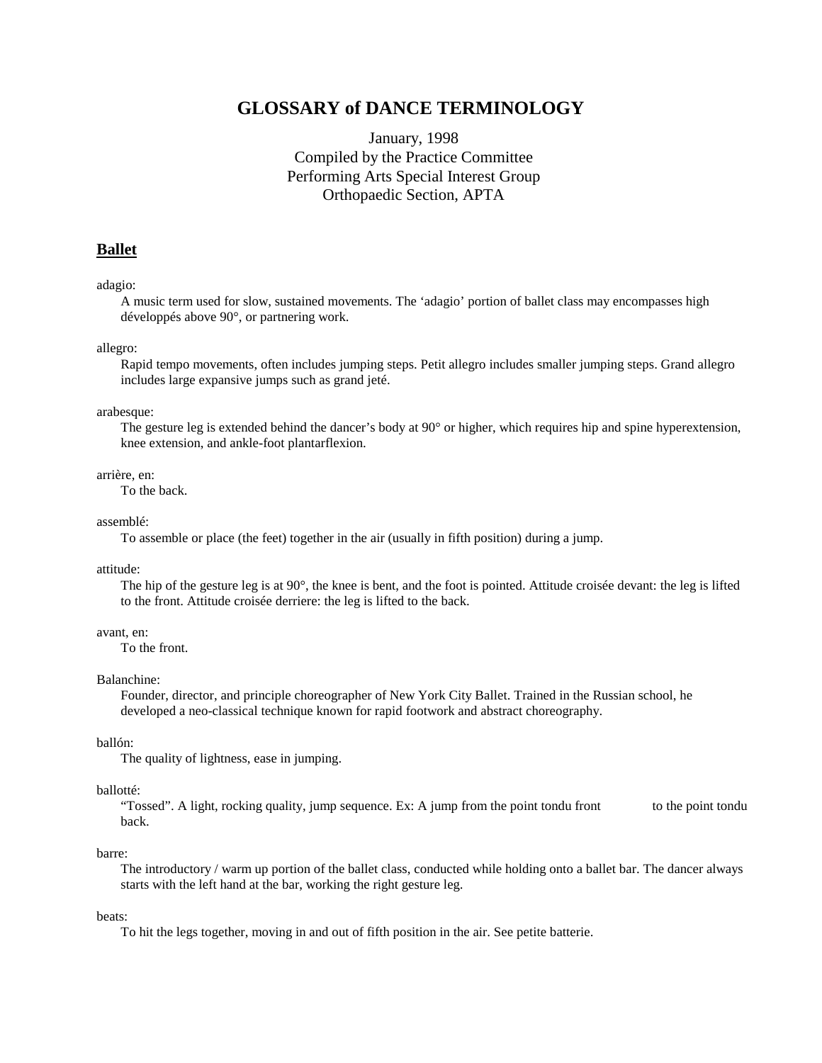# GLOSSARY of DANCE TERMINOLOGY

January, 1998
Compiled by the Practice Committee
Performing Arts Special Interest Group
Orthopaedic Section, APTA

## Ballet

adagio:
A music term used for slow, sustained movements. The 'adagio' portion of ballet class may encompasses high développés above 90°, or partnering work.

allegro:
Rapid tempo movements, often includes jumping steps. Petit allegro includes smaller jumping steps. Grand allegro includes large expansive jumps such as grand jeté.

arabesque:
The gesture leg is extended behind the dancer's body at 90° or higher, which requires hip and spine hyperextension, knee extension, and ankle-foot plantarflexion.

arrière, en:
To the back.

assemblé:
To assemble or place (the feet) together in the air (usually in fifth position) during a jump.

attitude:
The hip of the gesture leg is at 90°, the knee is bent, and the foot is pointed. Attitude croisée devant: the leg is lifted to the front. Attitude croisée derriere: the leg is lifted to the back.

avant, en:
To the front.

Balanchine:
Founder, director, and principle choreographer of New York City Ballet. Trained in the Russian school, he developed a neo-classical technique known for rapid footwork and abstract choreography.

ballón:
The quality of lightness, ease in jumping.

ballotté:
"Tossed". A light, rocking quality, jump sequence. Ex: A jump from the point tondu front to the point tondu back.

barre:
The introductory / warm up portion of the ballet class, conducted while holding onto a ballet bar. The dancer always starts with the left hand at the bar, working the right gesture leg.

beats:
To hit the legs together, moving in and out of fifth position in the air. See petite batterie.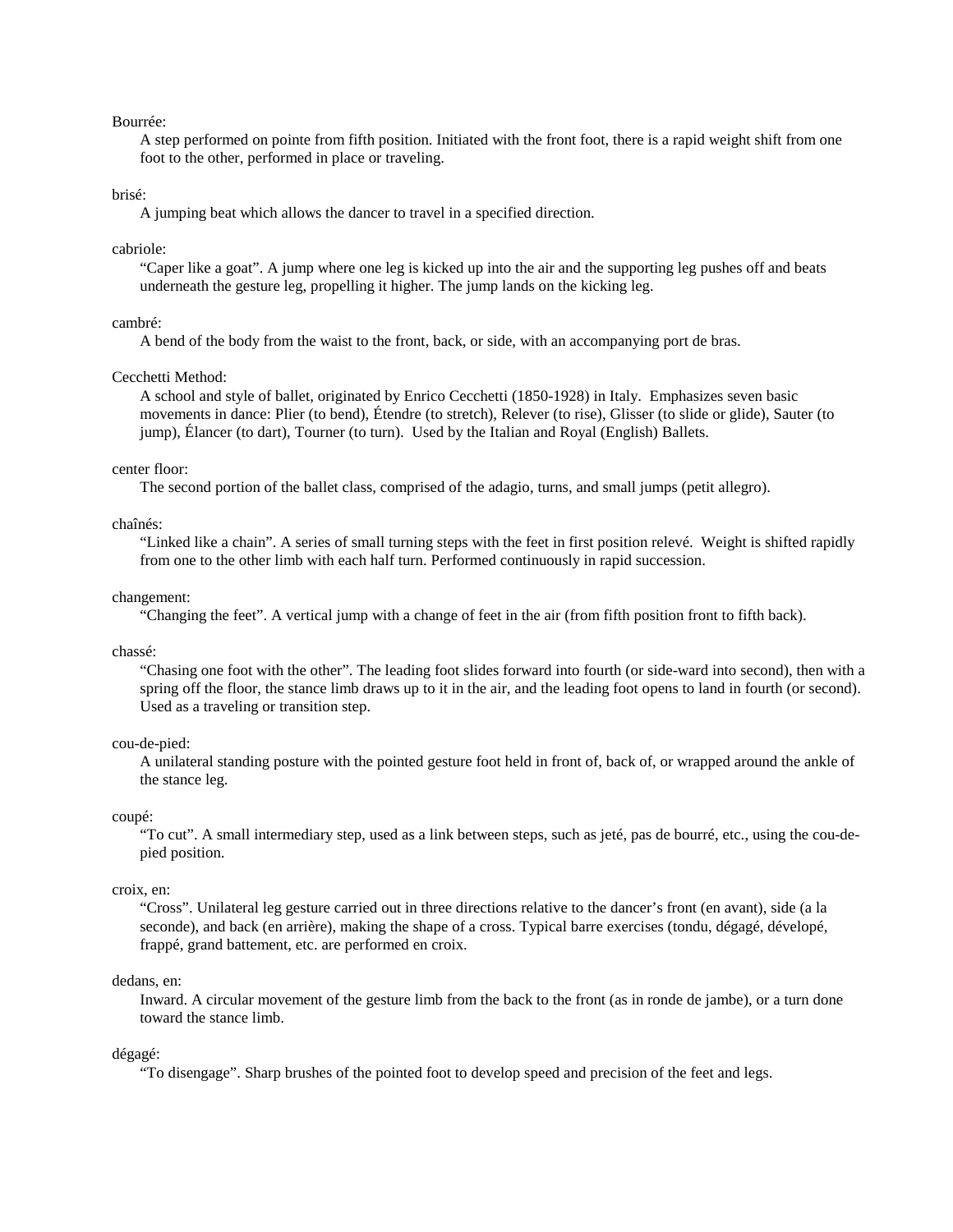Bourrée:

A step performed on pointe from fifth position. Initiated with the front foot, there is a rapid weight shift from one foot to the other, performed in place or traveling.

brisé:

A jumping beat which allows the dancer to travel in a specified direction.

cabriole:

“Caper like a goat”. A jump where one leg is kicked up into the air and the supporting leg pushes off and beats underneath the gesture leg, propelling it higher. The jump lands on the kicking leg.

cambré:

A bend of the body from the waist to the front, back, or side, with an accompanying port de bras.

Cecchetti Method:

A school and style of ballet, originated by Enrico Cecchetti (1850-1928) in Italy. Emphasizes seven basic movements in dance: Plier (to bend), Étendre (to stretch), Relever (to rise), Glisser (to slide or glide), Sauter (to jump), Élancer (to dart), Tourner (to turn). Used by the Italian and Royal (English) Ballets.

center floor:

The second portion of the ballet class, comprised of the adagio, turns, and small jumps (petit allegro).

chaînés:

“Linked like a chain”. A series of small turning steps with the feet in first position relevé. Weight is shifted rapidly from one to the other limb with each half turn. Performed continuously in rapid succession.

changement:

“Changing the feet”. A vertical jump with a change of feet in the air (from fifth position front to fifth back).

chassé:

“Chasing one foot with the other”. The leading foot slides forward into fourth (or side-ward into second), then with a spring off the floor, the stance limb draws up to it in the air, and the leading foot opens to land in fourth (or second). Used as a traveling or transition step.

cou-de-pied:

A unilateral standing posture with the pointed gesture foot held in front of, back of, or wrapped around the ankle of the stance leg.

coupé:

“To cut”. A small intermediary step, used as a link between steps, such as jeté, pas de bourré, etc., using the cou-de-pied position.

croix, en:

“Cross”. Unilateral leg gesture carried out in three directions relative to the dancer’s front (en avant), side (a la seconde), and back (en arrière), making the shape of a cross. Typical barre exercises (tondu, dégagé, dévelopé, frappé, grand battement, etc. are performed en croix.

dedans, en:

Inward. A circular movement of the gesture limb from the back to the front (as in ronde de jambe), or a turn done toward the stance limb.

dégagé:

“To disengage”. Sharp brushes of the pointed foot to develop speed and precision of the feet and legs.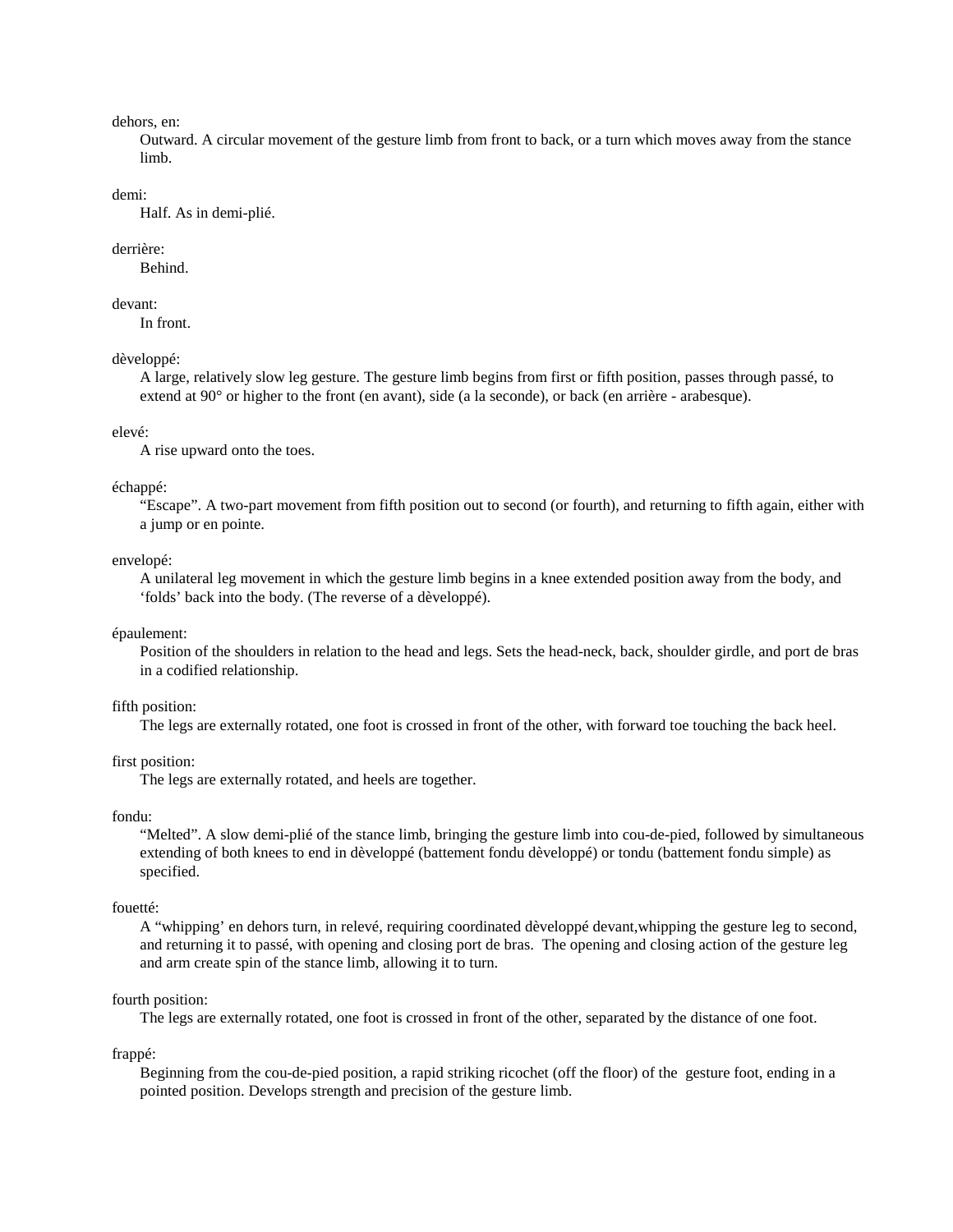dehors, en:
: Outward. A circular movement of the gesture limb from front to back, or a turn which moves away from the stance limb.

demi:
: Half. As in demi-plié.

derrière:
: Behind.

devant:
: In front.

dèveloppé:
: A large, relatively slow leg gesture. The gesture limb begins from first or fifth position, passes through passé, to extend at 90° or higher to the front (en avant), side (a la seconde), or back (en arrière - arabesque).

elevé:
: A rise upward onto the toes.

échappé:
: "Escape". A two-part movement from fifth position out to second (or fourth), and returning to fifth again, either with a jump or en pointe.

envelopé:
: A unilateral leg movement in which the gesture limb begins in a knee extended position away from the body, and 'folds' back into the body. (The reverse of a dèveloppé).

épaulement:
: Position of the shoulders in relation to the head and legs. Sets the head-neck, back, shoulder girdle, and port de bras in a codified relationship.

fifth position:
: The legs are externally rotated, one foot is crossed in front of the other, with forward toe touching the back heel.

first position:
: The legs are externally rotated, and heels are together.

fondu:
: "Melted". A slow demi-plié of the stance limb, bringing the gesture limb into cou-de-pied, followed by simultaneous extending of both knees to end in dèveloppé (battement fondu dèveloppé) or tondu (battement fondu simple) as specified.

fouetté:
: A "whipping' en dehors turn, in relevé, requiring coordinated dèveloppé devant,whipping the gesture leg to second, and returning it to passé, with opening and closing port de bras. The opening and closing action of the gesture leg and arm create spin of the stance limb, allowing it to turn.

fourth position:
: The legs are externally rotated, one foot is crossed in front of the other, separated by the distance of one foot.

frappé:
: Beginning from the cou-de-pied position, a rapid striking ricochet (off the floor) of the gesture foot, ending in a pointed position. Develops strength and precision of the gesture limb.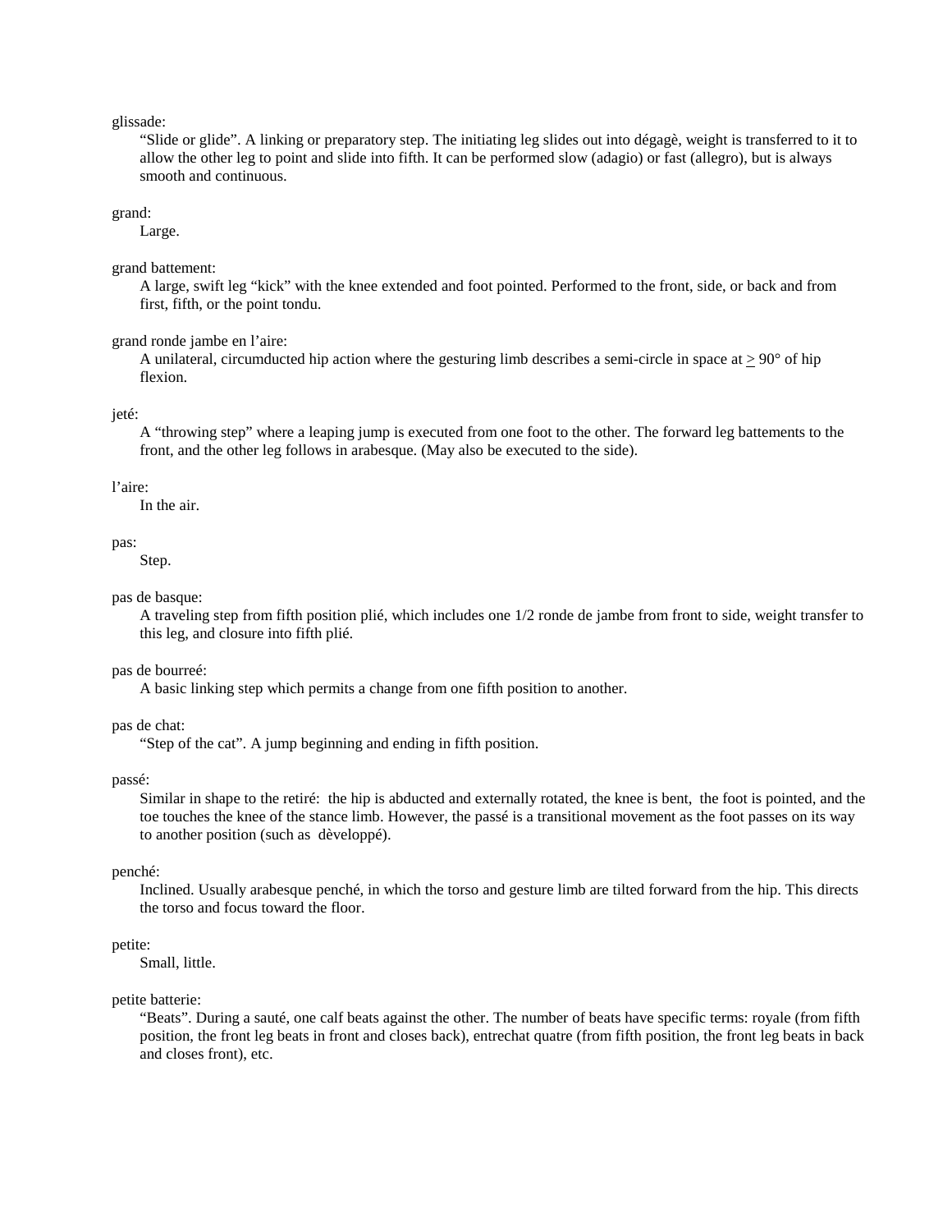glissade:

"Slide or glide". A linking or preparatory step. The initiating leg slides out into dégagè, weight is transferred to it to allow the other leg to point and slide into fifth. It can be performed slow (adagio) or fast (allegro), but is always smooth and continuous.

grand:

Large.

grand battement:

A large, swift leg "kick" with the knee extended and foot pointed. Performed to the front, side, or back and from first, fifth, or the point tondu.

grand ronde jambe en l'aire:

A unilateral, circumducted hip action where the gesturing limb describes a semi-circle in space at $\geq$ 90° of hip flexion.

jeté:

A "throwing step" where a leaping jump is executed from one foot to the other. The forward leg battements to the front, and the other leg follows in arabesque. (May also be executed to the side).

l'aire:

In the air.

pas:

Step.

pas de basque:

A traveling step from fifth position plié, which includes one 1/2 ronde de jambe from front to side, weight transfer to this leg, and closure into fifth plié.

pas de bourreé:

A basic linking step which permits a change from one fifth position to another.

pas de chat:

"Step of the cat". A jump beginning and ending in fifth position.

passé:

Similar in shape to the retiré: the hip is abducted and externally rotated, the knee is bent, the foot is pointed, and the toe touches the knee of the stance limb. However, the passé is a transitional movement as the foot passes on its way to another position (such as dèveloppé).

penché:

Inclined. Usually arabesque penché, in which the torso and gesture limb are tilted forward from the hip. This directs the torso and focus toward the floor.

petite:

Small, little.

petite batterie:

"Beats". During a sauté, one calf beats against the other. The number of beats have specific terms: royale (from fifth position, the front leg beats in front and closes back), entrechat quatre (from fifth position, the front leg beats in back and closes front), etc.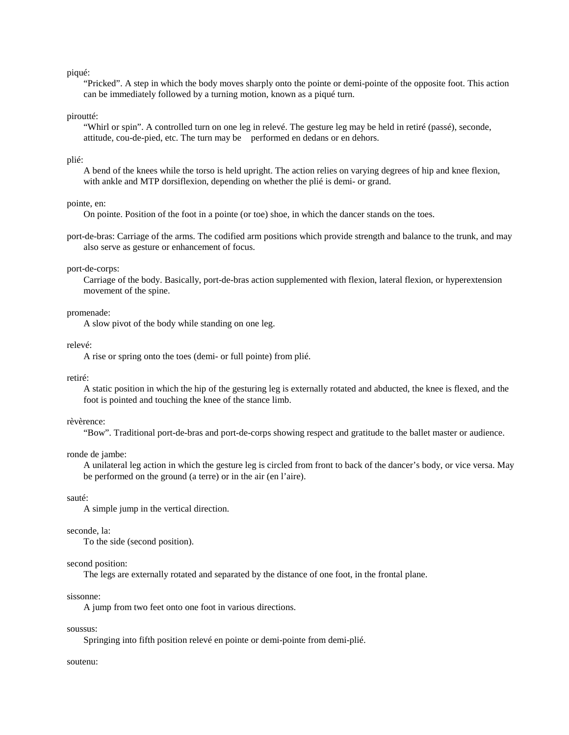piqué:

“Pricked”. A step in which the body moves sharply onto the pointe or demi-pointe of the opposite foot. This action can be immediately followed by a turning motion, known as a piqué turn.

piroutté:

“Whirl or spin”. A controlled turn on one leg in relevé. The gesture leg may be held in retiré (passé), seconde, attitude, cou-de-pied, etc. The turn may be performed en dedans or en dehors.

plié:

A bend of the knees while the torso is held upright. The action relies on varying degrees of hip and knee flexion, with ankle and MTP dorsiflexion, depending on whether the plié is demi- or grand.

pointe, en:

On pointe. Position of the foot in a pointe (or toe) shoe, in which the dancer stands on the toes.

port-de-bras: Carriage of the arms. The codified arm positions which provide strength and balance to the trunk, and may also serve as gesture or enhancement of focus.

port-de-corps:

Carriage of the body. Basically, port-de-bras action supplemented with flexion, lateral flexion, or hyperextension movement of the spine.

promenade:

A slow pivot of the body while standing on one leg.

relevé:

A rise or spring onto the toes (demi- or full pointe) from plié.

retiré:

A static position in which the hip of the gesturing leg is externally rotated and abducted, the knee is flexed, and the foot is pointed and touching the knee of the stance limb.

rèvèrence:

“Bow”. Traditional port-de-bras and port-de-corps showing respect and gratitude to the ballet master or audience.

ronde de jambe:

A unilateral leg action in which the gesture leg is circled from front to back of the dancer’s body, or vice versa. May be performed on the ground (a terre) or in the air (en l’aire).

sauté:

A simple jump in the vertical direction.

seconde, la:

To the side (second position).

second position:

The legs are externally rotated and separated by the distance of one foot, in the frontal plane.

sissonne:

A jump from two feet onto one foot in various directions.

soussus:

Springing into fifth position relevé en pointe or demi-pointe from demi-plié.

soutenu: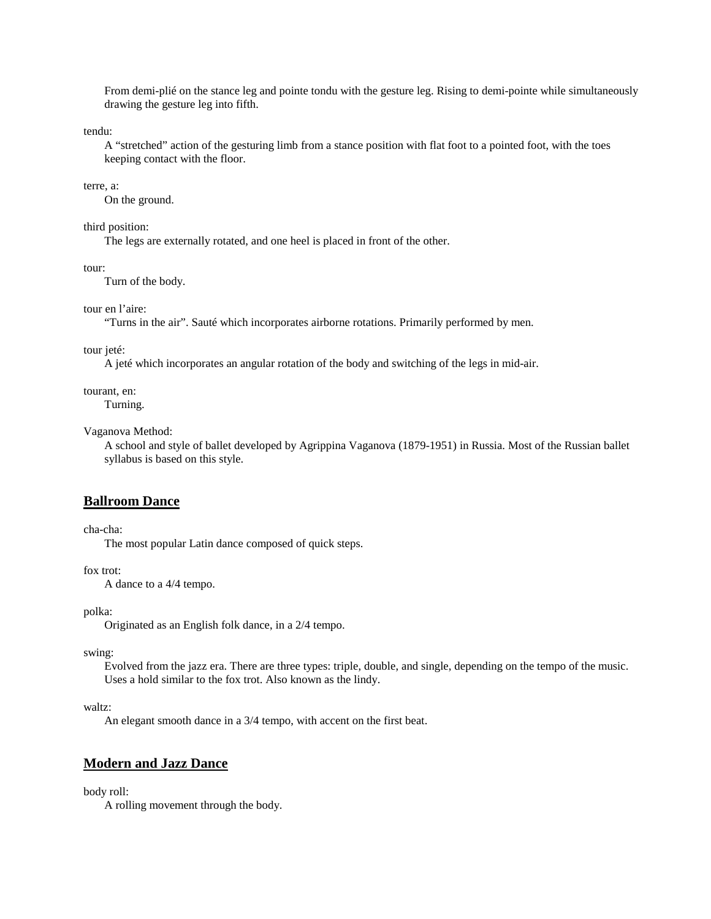From demi-plié on the stance leg and pointe tondu with the gesture leg. Rising to demi-pointe while simultaneously drawing the gesture leg into fifth.

tendu:
: A "stretched" action of the gesturing limb from a stance position with flat foot to a pointed foot, with the toes keeping contact with the floor.

terre, a:
: On the ground.

third position:
: The legs are externally rotated, and one heel is placed in front of the other.

tour:
: Turn of the body.

tour en l'aire:
: "Turns in the air". Sauté which incorporates airborne rotations. Primarily performed by men.

tour jeté:
: A jeté which incorporates an angular rotation of the body and switching of the legs in mid-air.

tourant, en:
: Turning.

Vaganova Method:
: A school and style of ballet developed by Agrippina Vaganova (1879-1951) in Russia. Most of the Russian ballet syllabus is based on this style.

## Ballroom Dance

cha-cha:
: The most popular Latin dance composed of quick steps.

fox trot:
: A dance to a 4/4 tempo.

polka:
: Originated as an English folk dance, in a 2/4 tempo.

swing:
: Evolved from the jazz era. There are three types: triple, double, and single, depending on the tempo of the music. Uses a hold similar to the fox trot. Also known as the lindy.

waltz:
: An elegant smooth dance in a 3/4 tempo, with accent on the first beat.

## Modern and Jazz Dance

body roll:
: A rolling movement through the body.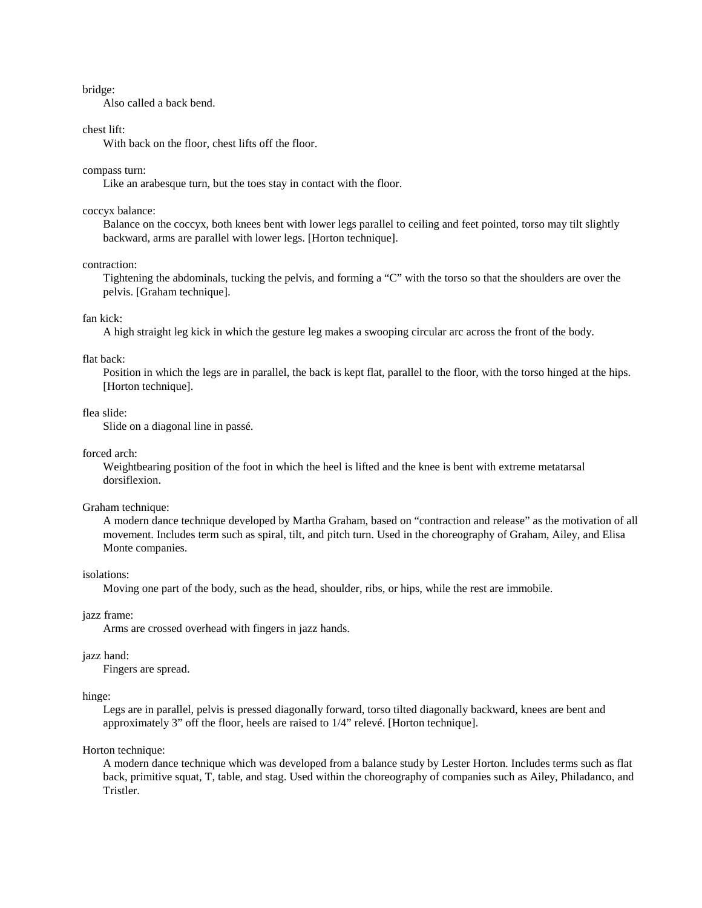bridge:
Also called a back bend.

chest lift:
With back on the floor, chest lifts off the floor.

compass turn:
Like an arabesque turn, but the toes stay in contact with the floor.

coccyx balance:
Balance on the coccyx, both knees bent with lower legs parallel to ceiling and feet pointed, torso may tilt slightly backward, arms are parallel with lower legs. [Horton technique].

contraction:
Tightening the abdominals, tucking the pelvis, and forming a "C" with the torso so that the shoulders are over the pelvis. [Graham technique].

fan kick:
A high straight leg kick in which the gesture leg makes a swooping circular arc across the front of the body.

flat back:
Position in which the legs are in parallel, the back is kept flat, parallel to the floor, with the torso hinged at the hips. [Horton technique].

flea slide:
Slide on a diagonal line in passé.

forced arch:
Weightbearing position of the foot in which the heel is lifted and the knee is bent with extreme metatarsal dorsiflexion.

Graham technique:
A modern dance technique developed by Martha Graham, based on "contraction and release" as the motivation of all movement. Includes term such as spiral, tilt, and pitch turn. Used in the choreography of Graham, Ailey, and Elisa Monte companies.

isolations:
Moving one part of the body, such as the head, shoulder, ribs, or hips, while the rest are immobile.

jazz frame:
Arms are crossed overhead with fingers in jazz hands.

jazz hand:
Fingers are spread.

hinge:
Legs are in parallel, pelvis is pressed diagonally forward, torso tilted diagonally backward, knees are bent and approximately 3" off the floor, heels are raised to 1/4" relevé. [Horton technique].

Horton technique:
A modern dance technique which was developed from a balance study by Lester Horton. Includes terms such as flat back, primitive squat, T, table, and stag. Used within the choreography of companies such as Ailey, Philadanco, and Tristler.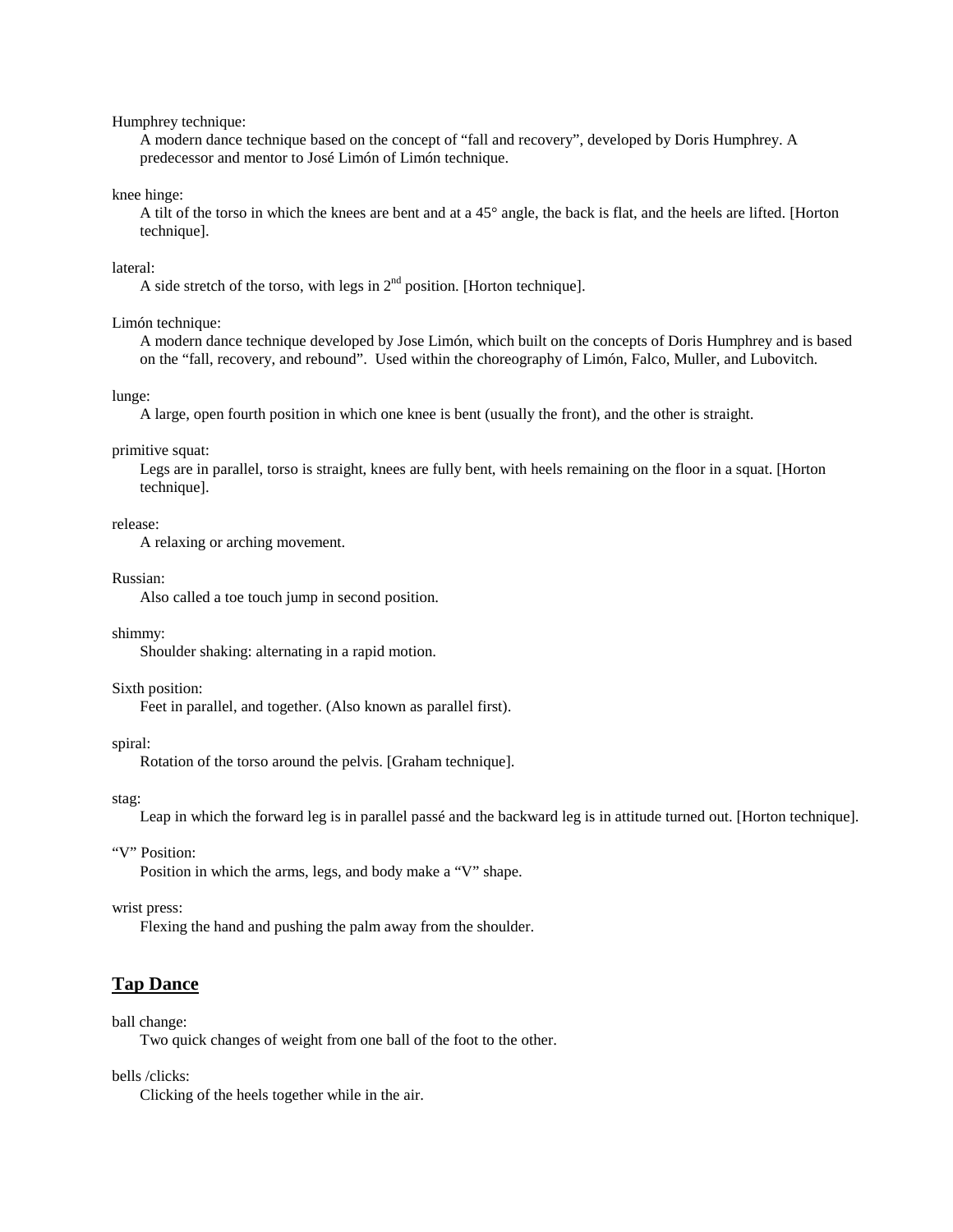Humphrey technique:

A modern dance technique based on the concept of "fall and recovery", developed by Doris Humphrey. A predecessor and mentor to José Limón of Limón technique.

knee hinge:

A tilt of the torso in which the knees are bent and at a 45° angle, the back is flat, and the heels are lifted. [Horton technique].

lateral:

A side stretch of the torso, with legs in 2nd position. [Horton technique].

Limón technique:

A modern dance technique developed by Jose Limón, which built on the concepts of Doris Humphrey and is based on the "fall, recovery, and rebound". Used within the choreography of Limón, Falco, Muller, and Lubovitch.

lunge:

A large, open fourth position in which one knee is bent (usually the front), and the other is straight.

primitive squat:

Legs are in parallel, torso is straight, knees are fully bent, with heels remaining on the floor in a squat. [Horton technique].

release:

A relaxing or arching movement.

Russian:

Also called a toe touch jump in second position.

shimmy:

Shoulder shaking: alternating in a rapid motion.

Sixth position:

Feet in parallel, and together. (Also known as parallel first).

spiral:

Rotation of the torso around the pelvis. [Graham technique].

stag:

Leap in which the forward leg is in parallel passé and the backward leg is in attitude turned out. [Horton technique].

"V" Position:

Position in which the arms, legs, and body make a "V" shape.

wrist press:

Flexing the hand and pushing the palm away from the shoulder.

## Tap Dance

ball change:

Two quick changes of weight from one ball of the foot to the other.

bells /clicks:

Clicking of the heels together while in the air.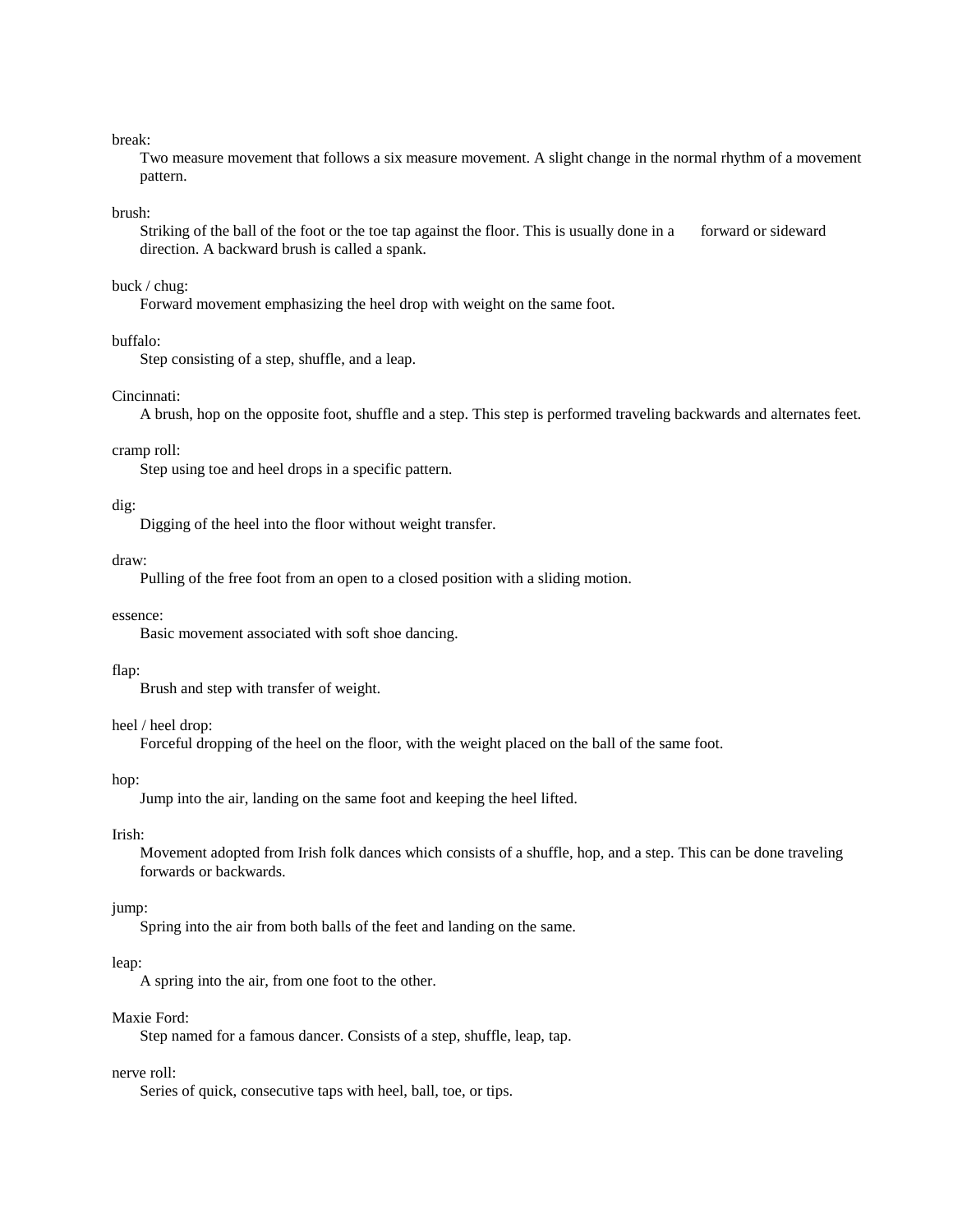break:
: Two measure movement that follows a six measure movement. A slight change in the normal rhythm of a movement pattern.

brush:
: Striking of the ball of the foot or the toe tap against the floor. This is usually done in a forward or sideward direction. A backward brush is called a spank.

buck / chug:
: Forward movement emphasizing the heel drop with weight on the same foot.

buffalo:
: Step consisting of a step, shuffle, and a leap.

Cincinnati:
: A brush, hop on the opposite foot, shuffle and a step. This step is performed traveling backwards and alternates feet.

cramp roll:
: Step using toe and heel drops in a specific pattern.

dig:
: Digging of the heel into the floor without weight transfer.

draw:
: Pulling of the free foot from an open to a closed position with a sliding motion.

essence:
: Basic movement associated with soft shoe dancing.

flap:
: Brush and step with transfer of weight.

heel / heel drop:
: Forceful dropping of the heel on the floor, with the weight placed on the ball of the same foot.

hop:
: Jump into the air, landing on the same foot and keeping the heel lifted.

Irish:
: Movement adopted from Irish folk dances which consists of a shuffle, hop, and a step. This can be done traveling forwards or backwards.

jump:
: Spring into the air from both balls of the feet and landing on the same.

leap:
: A spring into the air, from one foot to the other.

Maxie Ford:
: Step named for a famous dancer. Consists of a step, shuffle, leap, tap.

nerve roll:
: Series of quick, consecutive taps with heel, ball, toe, or tips.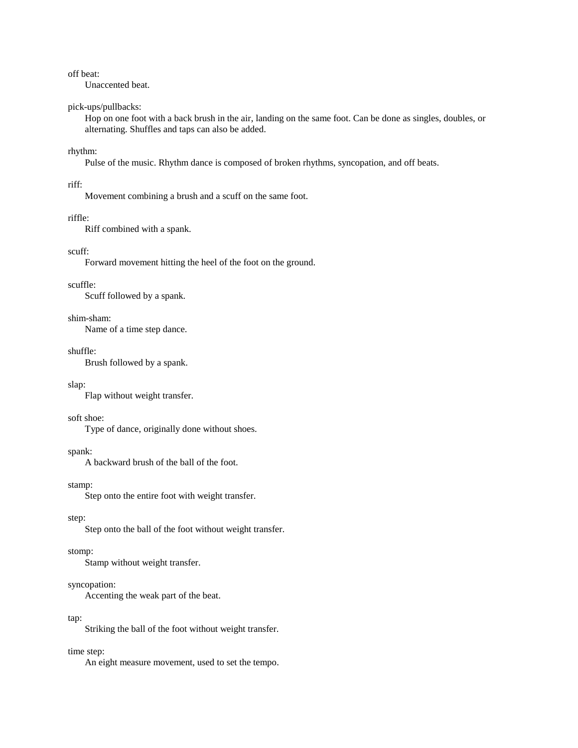off beat:
: Unaccented beat.

pick-ups/pullbacks:
: Hop on one foot with a back brush in the air, landing on the same foot. Can be done as singles, doubles, or alternating. Shuffles and taps can also be added.

rhythm:
: Pulse of the music. Rhythm dance is composed of broken rhythms, syncopation, and off beats.

riff:
: Movement combining a brush and a scuff on the same foot.

riffle:
: Riff combined with a spank.

scuff:
: Forward movement hitting the heel of the foot on the ground.

scuffle:
: Scuff followed by a spank.

shim-sham:
: Name of a time step dance.

shuffle:
: Brush followed by a spank.

slap:
: Flap without weight transfer.

soft shoe:
: Type of dance, originally done without shoes.

spank:
: A backward brush of the ball of the foot.

stamp:
: Step onto the entire foot with weight transfer.

step:
: Step onto the ball of the foot without weight transfer.

stomp:
: Stamp without weight transfer.

syncopation:
: Accenting the weak part of the beat.

tap:
: Striking the ball of the foot without weight transfer.

time step:
: An eight measure movement, used to set the tempo.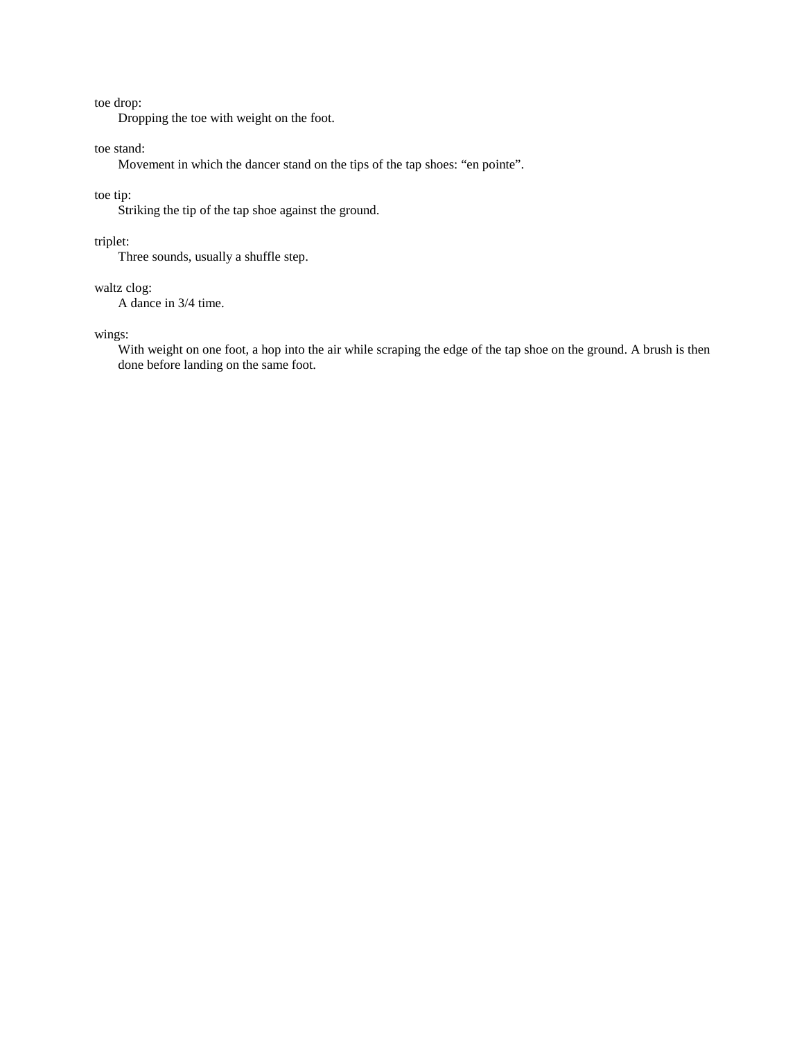toe drop:
: Dropping the toe with weight on the foot.

toe stand:
: Movement in which the dancer stand on the tips of the tap shoes: “en pointe”.

toe tip:
: Striking the tip of the tap shoe against the ground.

triplet:
: Three sounds, usually a shuffle step.

waltz clog:
: A dance in 3/4 time.

wings:
: With weight on one foot, a hop into the air while scraping the edge of the tap shoe on the ground. A brush is then done before landing on the same foot.